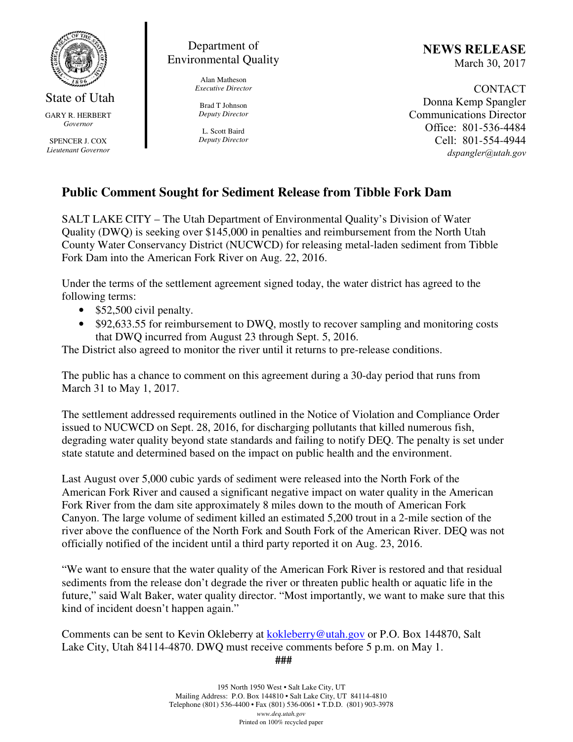State of Utah

GARY R. HERBERT
*Governor*

SPENCER J. COX
*Lieutenant Governor*

Department of Environmental Quality

Alan Matheson
*Executive Director*

Brad T Johnson
*Deputy Director*

L. Scott Baird
*Deputy Director*

**NEWS RELEASE**
March 30, 2017

CONTACT
Donna Kemp Spangler
Communications Director
Office: 801-536-4484
Cell: 801-554-4944
*dspangler@utah.gov*

## Public Comment Sought for Sediment Release from Tibble Fork Dam

SALT LAKE CITY – The Utah Department of Environmental Quality's Division of Water Quality (DWQ) is seeking over $145,000 in penalties and reimbursement from the North Utah County Water Conservancy District (NUCWCD) for releasing metal-laden sediment from Tibble Fork Dam into the American Fork River on Aug. 22, 2016.

Under the terms of the settlement agreement signed today, the water district has agreed to the following terms:

- $52,500 civil penalty.
- $92,633.55 for reimbursement to DWQ, mostly to recover sampling and monitoring costs that DWQ incurred from August 23 through Sept. 5, 2016.

The District also agreed to monitor the river until it returns to pre-release conditions.

The public has a chance to comment on this agreement during a 30-day period that runs from March 31 to May 1, 2017.

The settlement addressed requirements outlined in the Notice of Violation and Compliance Order issued to NUCWCD on Sept. 28, 2016, for discharging pollutants that killed numerous fish, degrading water quality beyond state standards and failing to notify DEQ. The penalty is set under state statute and determined based on the impact on public health and the environment.

Last August over 5,000 cubic yards of sediment were released into the North Fork of the American Fork River and caused a significant negative impact on water quality in the American Fork River from the dam site approximately 8 miles down to the mouth of American Fork Canyon. The large volume of sediment killed an estimated 5,200 trout in a 2-mile section of the river above the confluence of the North Fork and South Fork of the American River. DEQ was not officially notified of the incident until a third party reported it on Aug. 23, 2016.

"We want to ensure that the water quality of the American Fork River is restored and that residual sediments from the release don't degrade the river or threaten public health or aquatic life in the future," said Walt Baker, water quality director. "Most importantly, we want to make sure that this kind of incident doesn't happen again."

Comments can be sent to Kevin Okleberry at kokleberry@utah.gov or P.O. Box 144870, Salt Lake City, Utah 84114-4870. DWQ must receive comments before 5 p.m. on May 1.

###

195 North 1950 West • Salt Lake City, UT
Mailing Address: P.O. Box 144810 • Salt Lake City, UT 84114-4810
Telephone (801) 536-4400 • Fax (801) 536-0061 • T.D.D. (801) 903-3978
*www.deq.utah.gov*
Printed on 100% recycled paper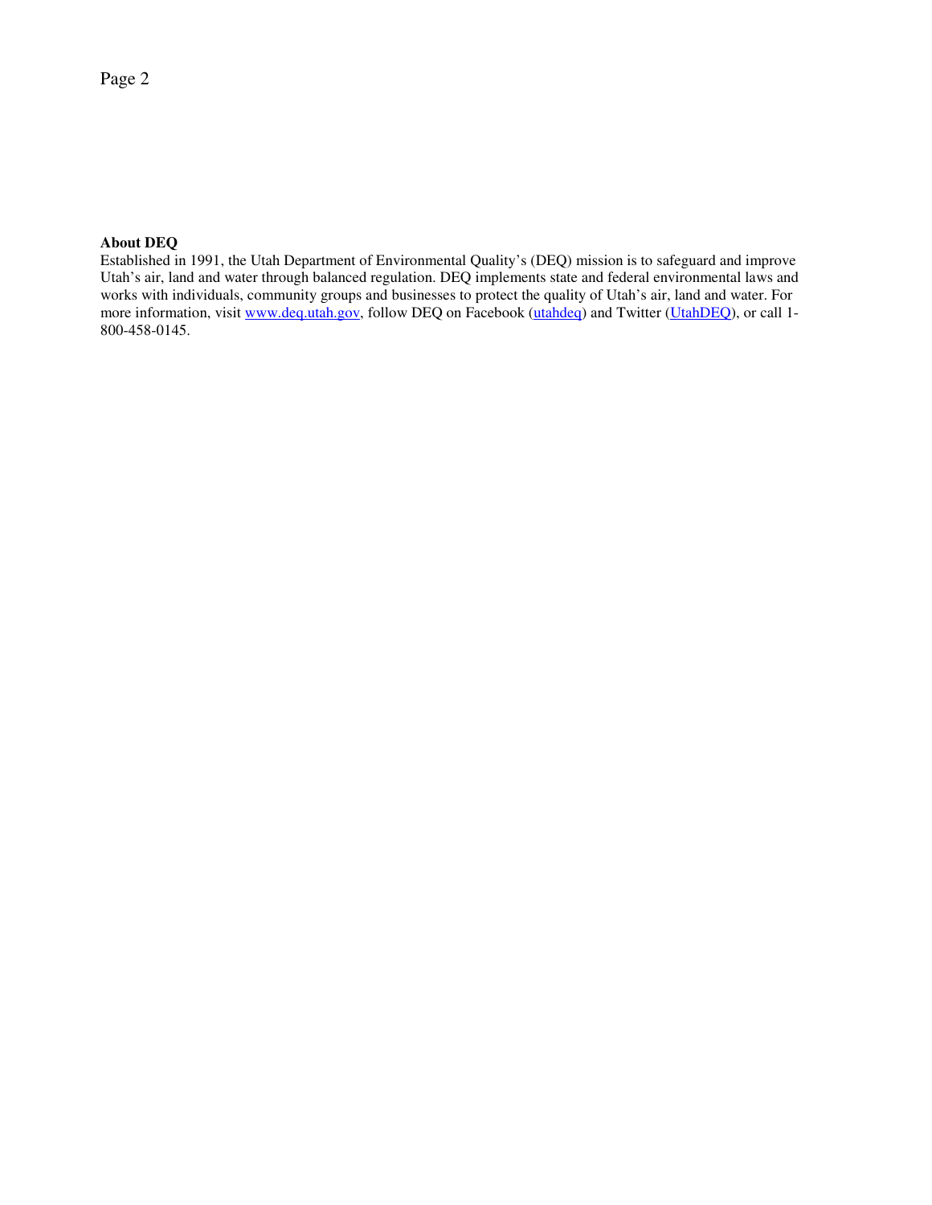**About DEQ**

Established in 1991, the Utah Department of Environmental Quality's (DEQ) mission is to safeguard and improve Utah's air, land and water through balanced regulation. DEQ implements state and federal environmental laws and works with individuals, community groups and businesses to protect the quality of Utah's air, land and water. For more information, visit www.deq.utah.gov, follow DEQ on Facebook (utahdeq) and Twitter (UtahDEQ), or call 1-800-458-0145.